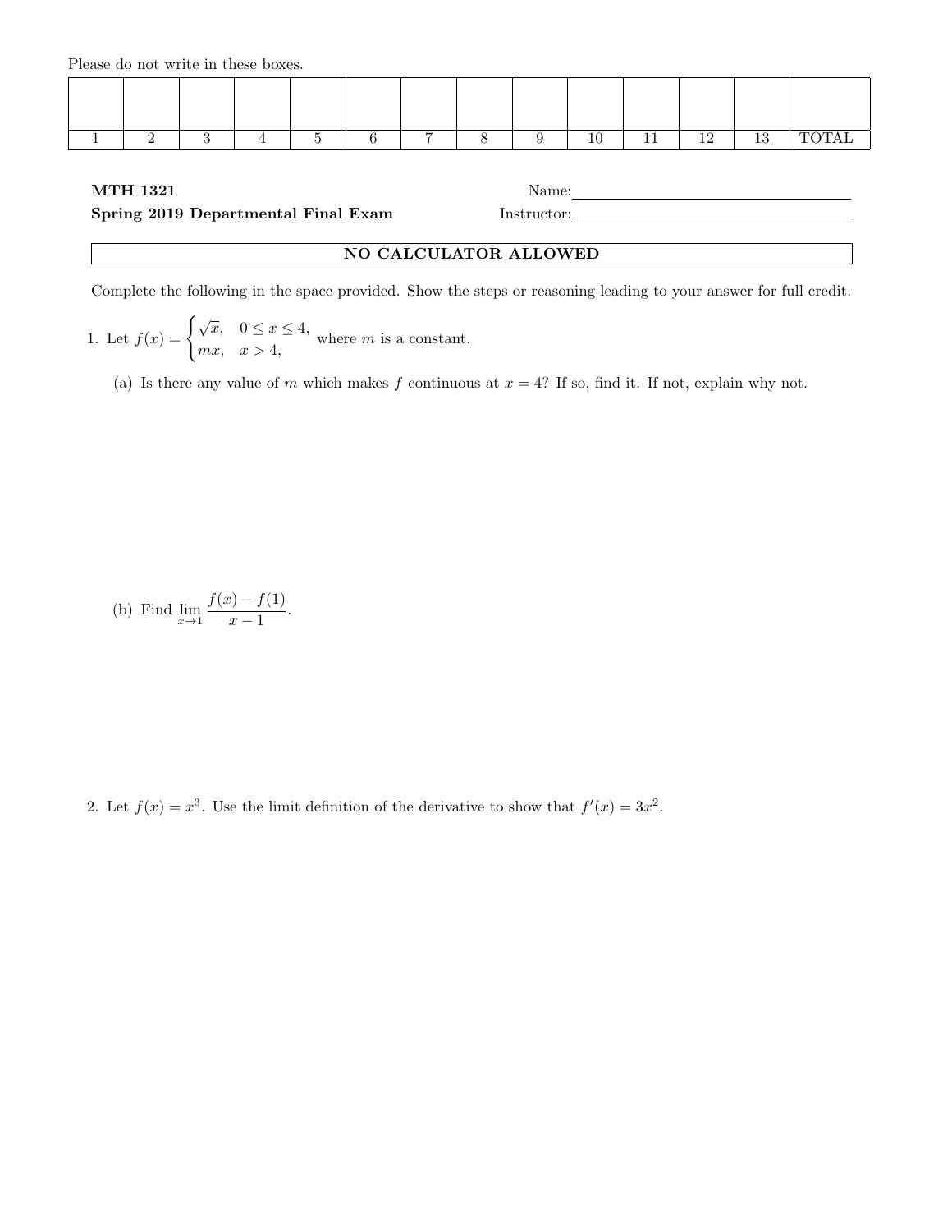Please do not write in these boxes.

| | | | | | | | | | | | | | |
|---|---|---|---|---|---|---|---|---|---|---|---|---|---|
| 1 | 2 | 3 | 4 | 5 | 6 | 7 | 8 | 9 | 10 | 11 | 12 | 13 | TOTAL |

**MTH 1321** Name:

**Spring 2019 Departmental Final Exam** Instructor:

**NO CALCULATOR ALLOWED**

Complete the following in the space provided. Show the steps or reasoning leading to your answer for full credit.

1. Let $f(x) = \begin{cases} \sqrt{x}, & 0 \le x \le 4, \\ mx, & x > 4, \end{cases}$ where $m$ is a constant.

   (a) Is there any value of $m$ which makes $f$ continuous at $x = 4$? If so, find it. If not, explain why not.

   (b) Find $\lim\limits_{x \to 1} \dfrac{f(x) - f(1)}{x - 1}$.

2. Let $f(x) = x^3$. Use the limit definition of the derivative to show that $f'(x) = 3x^2$.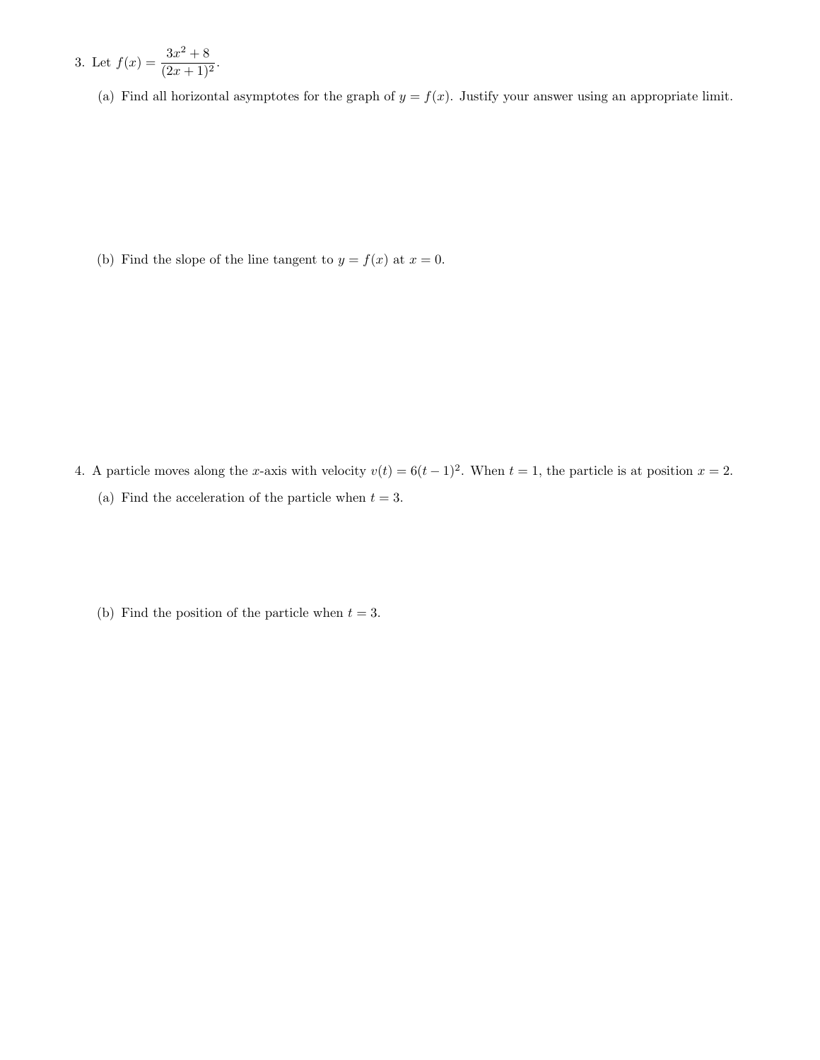3. Let $f(x) = \dfrac{3x^2 + 8}{(2x+1)^2}$.

   (a) Find all horizontal asymptotes for the graph of $y = f(x)$. Justify your answer using an appropriate limit.

   (b) Find the slope of the line tangent to $y = f(x)$ at $x = 0$.

4. A particle moves along the $x$-axis with velocity $v(t) = 6(t-1)^2$. When $t = 1$, the particle is at position $x = 2$.

   (a) Find the acceleration of the particle when $t = 3$.

   (b) Find the position of the particle when $t = 3$.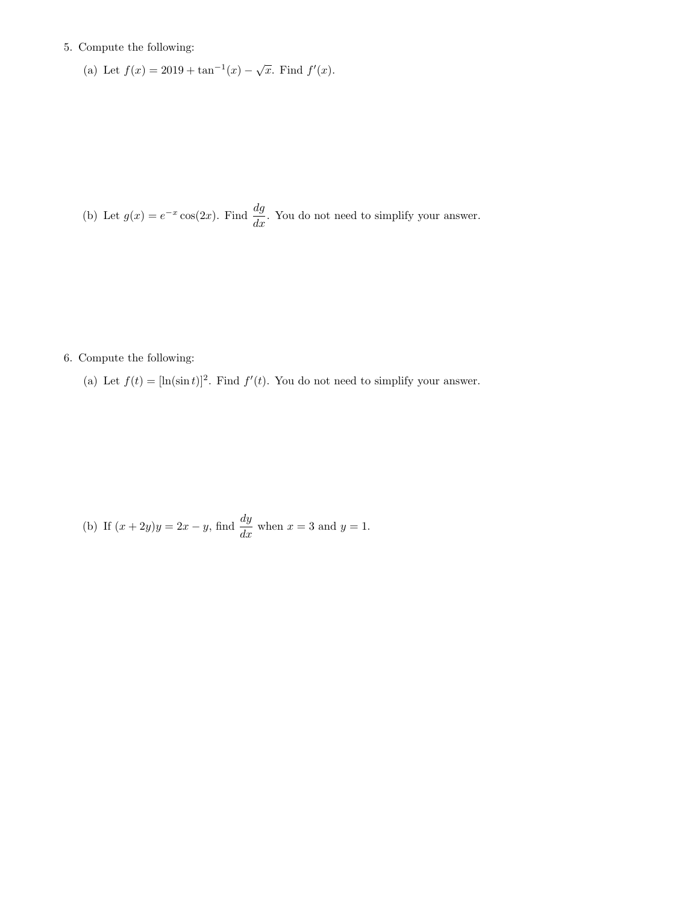5. Compute the following:

   (a) Let $f(x) = 2019 + \tan^{-1}(x) - \sqrt{x}$. Find $f'(x)$.

   (b) Let $g(x) = e^{-x}\cos(2x)$. Find $\dfrac{dg}{dx}$. You do not need to simplify your answer.

6. Compute the following:

   (a) Let $f(t) = [\ln(\sin t)]^2$. Find $f'(t)$. You do not need to simplify your answer.

   (b) If $(x + 2y)y = 2x - y$, find $\dfrac{dy}{dx}$ when $x = 3$ and $y = 1$.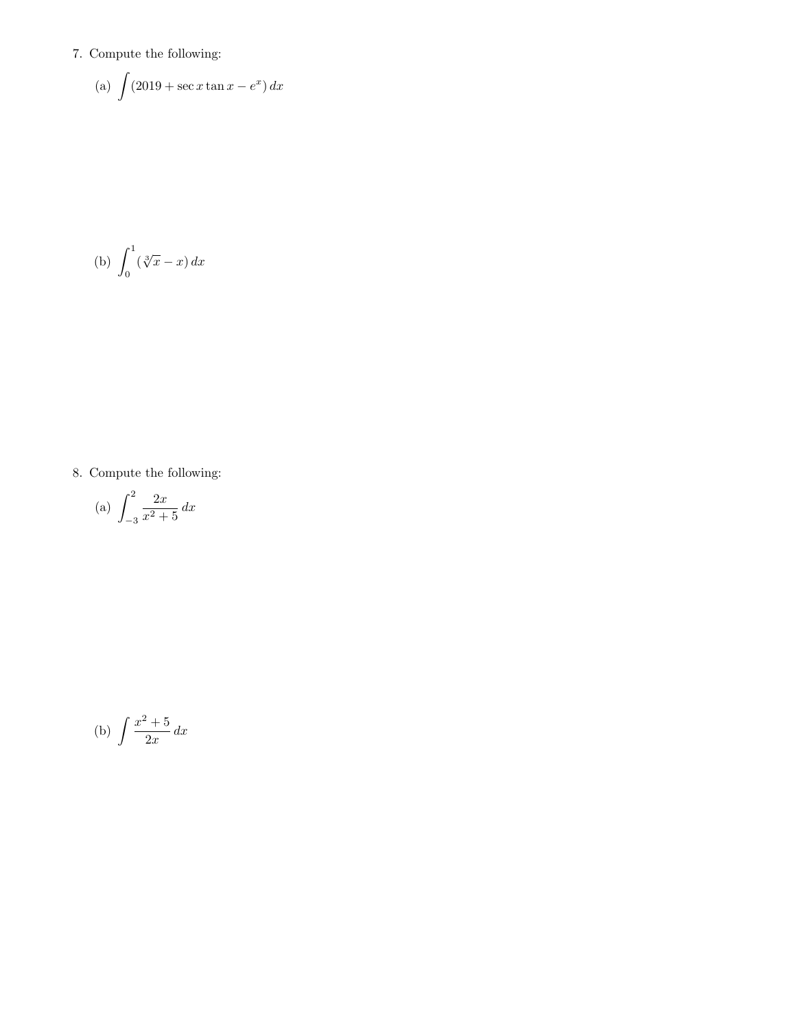7. Compute the following:

   (a) $\displaystyle\int (2019 + \sec x \tan x - e^x)\, dx$

   (b) $\displaystyle\int_0^1 (\sqrt[3]{x} - x)\, dx$

8. Compute the following:

   (a) $\displaystyle\int_{-3}^{2} \frac{2x}{x^2 + 5}\, dx$

   (b) $\displaystyle\int \frac{x^2 + 5}{2x}\, dx$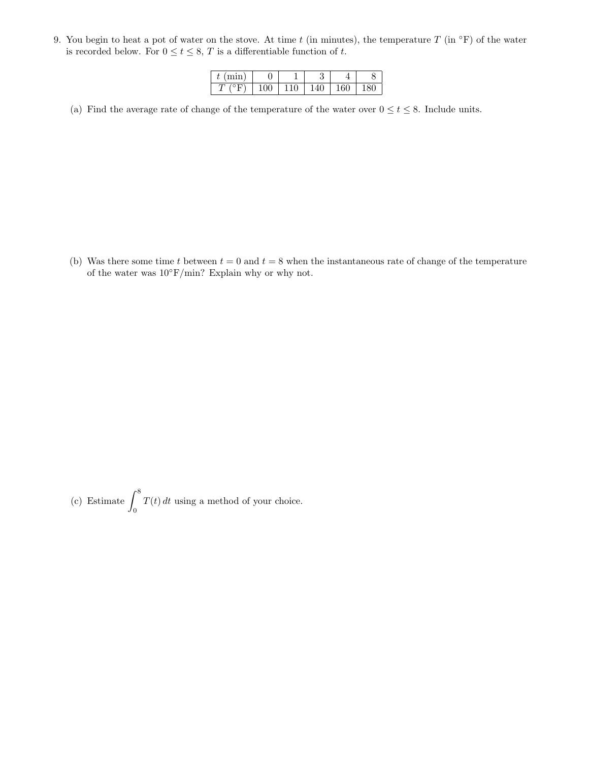9. You begin to heat a pot of water on the stove. At time $t$ (in minutes), the temperature $T$ (in °F) of the water is recorded below. For $0 \leq t \leq 8$, $T$ is a differentiable function of $t$.

| $t$ (min) | 0 | 1 | 3 | 4 | 8 |
|---|---|---|---|---|---|
| $T$ (°F) | 100 | 110 | 140 | 160 | 180 |

(a) Find the average rate of change of the temperature of the water over $0 \leq t \leq 8$. Include units.

(b) Was there some time $t$ between $t = 0$ and $t = 8$ when the instantaneous rate of change of the temperature of the water was 10°F/min? Explain why or why not.

(c) Estimate $\int_0^8 T(t)\, dt$ using a method of your choice.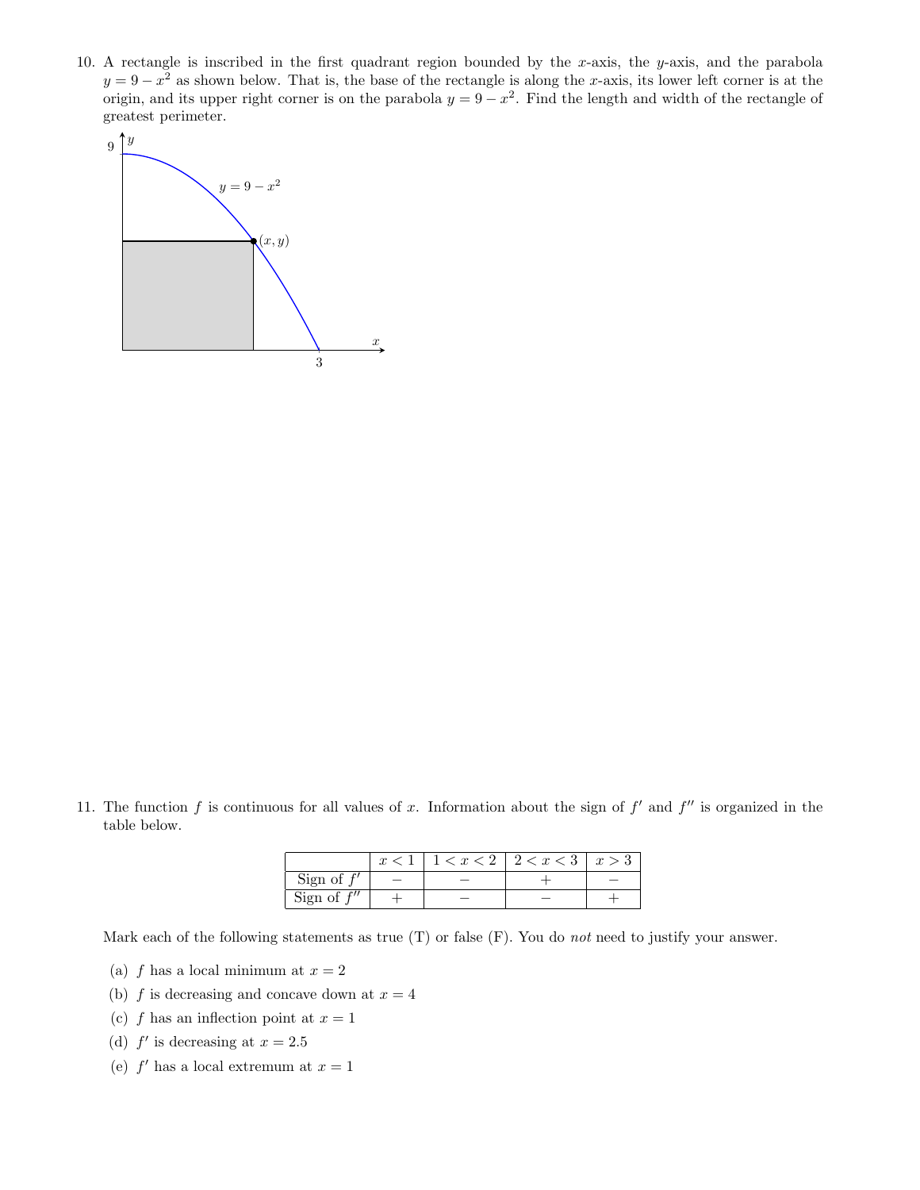10. A rectangle is inscribed in the first quadrant region bounded by the $x$-axis, the $y$-axis, and the parabola $y = 9 - x^2$ as shown below. That is, the base of the rectangle is along the $x$-axis, its lower left corner is at the origin, and its upper right corner is on the parabola $y = 9 - x^2$. Find the length and width of the rectangle of greatest perimeter.

11. The function $f$ is continuous for all values of $x$. Information about the sign of $f'$ and $f''$ is organized in the table below.

| | $x < 1$ | $1 < x < 2$ | $2 < x < 3$ | $x > 3$ |
|---|---|---|---|---|
| Sign of $f'$ | $-$ | $-$ | $+$ | $-$ |
| Sign of $f''$ | $+$ | $-$ | $-$ | $+$ |

Mark each of the following statements as true (T) or false (F). You do *not* need to justify your answer.

(a) $f$ has a local minimum at $x = 2$

(b) $f$ is decreasing and concave down at $x = 4$

(c) $f$ has an inflection point at $x = 1$

(d) $f'$ is decreasing at $x = 2.5$

(e) $f'$ has a local extremum at $x = 1$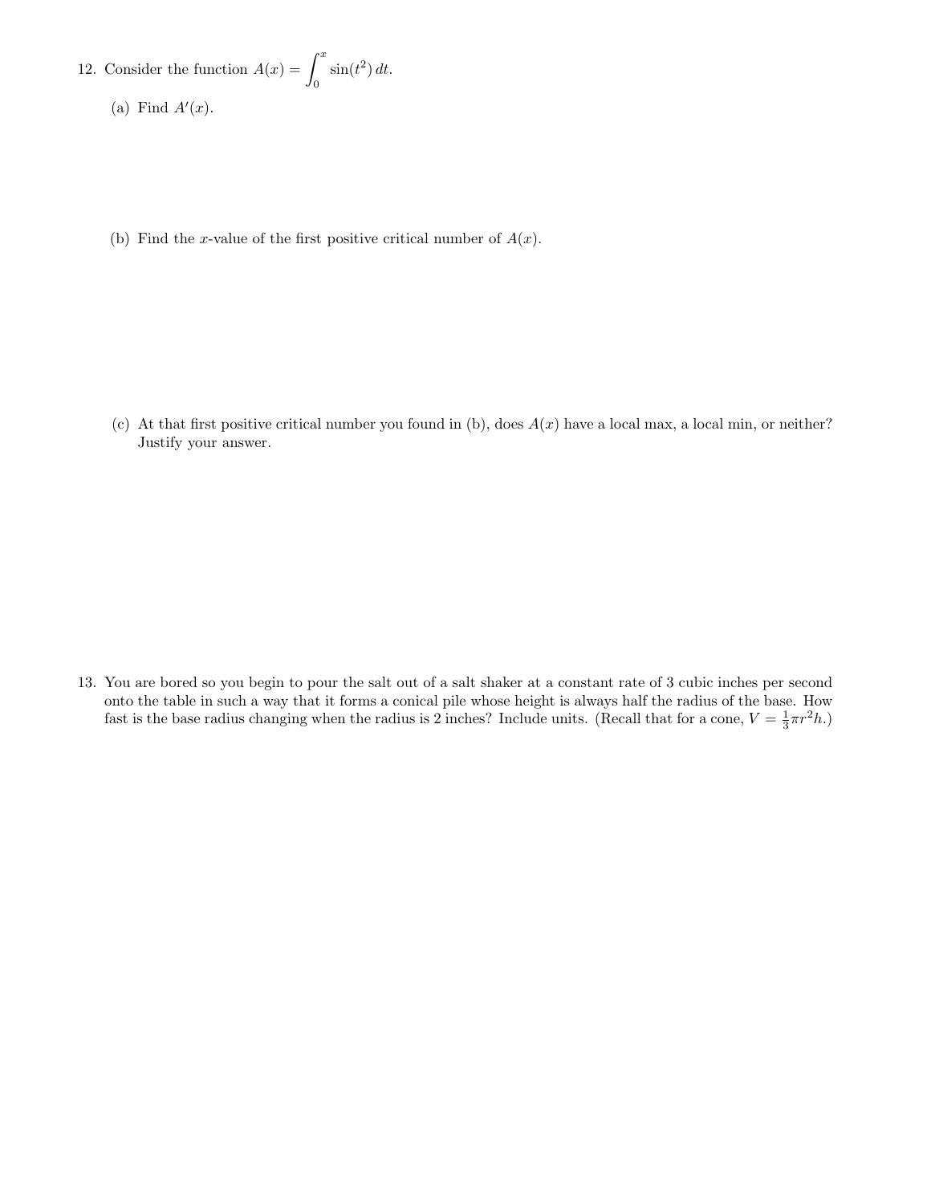12. Consider the function $A(x) = \int_0^x \sin(t^2)\, dt$.

(a) Find $A'(x)$.

(b) Find the $x$-value of the first positive critical number of $A(x)$.

(c) At that first positive critical number you found in (b), does $A(x)$ have a local max, a local min, or neither? Justify your answer.

13. You are bored so you begin to pour the salt out of a salt shaker at a constant rate of 3 cubic inches per second onto the table in such a way that it forms a conical pile whose height is always half the radius of the base. How fast is the base radius changing when the radius is 2 inches? Include units. (Recall that for a cone, $V = \frac{1}{3}\pi r^2 h$.)